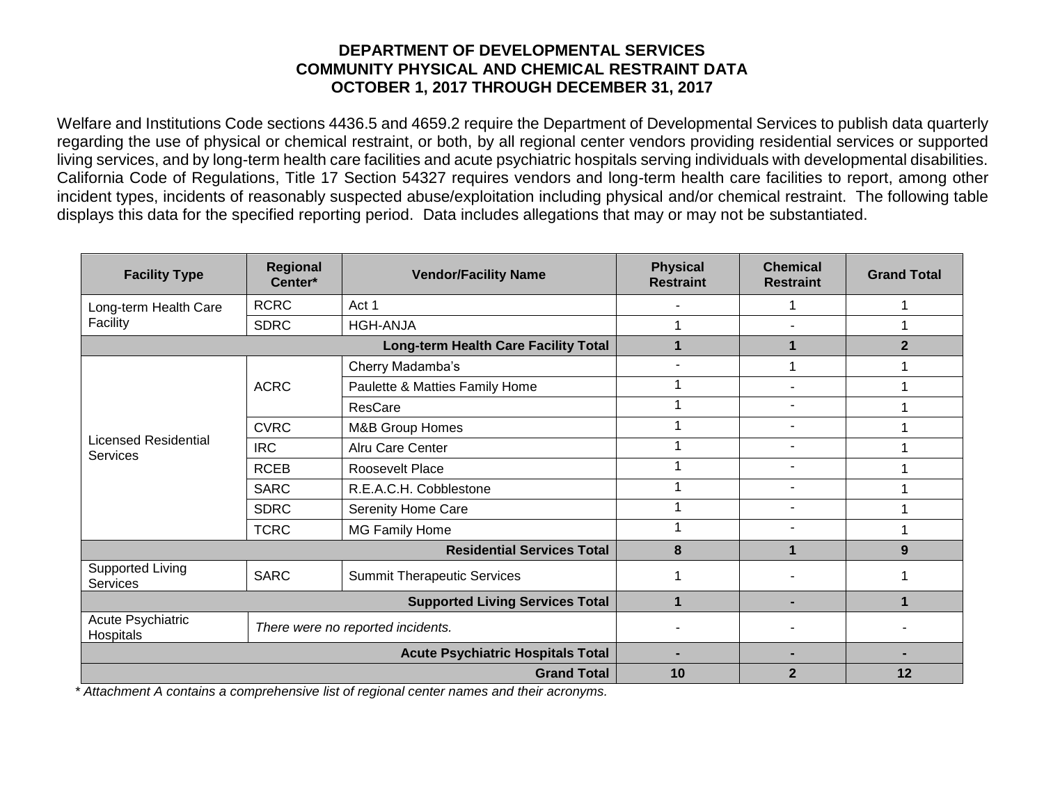# DEPARTMENT OF DEVELOPMENTAL SERVICES
# COMMUNITY PHYSICAL AND CHEMICAL RESTRAINT DATA
# OCTOBER 1, 2017 THROUGH DECEMBER 31, 2017

Welfare and Institutions Code sections 4436.5 and 4659.2 require the Department of Developmental Services to publish data quarterly regarding the use of physical or chemical restraint, or both, by all regional center vendors providing residential services or supported living services, and by long-term health care facilities and acute psychiatric hospitals serving individuals with developmental disabilities. California Code of Regulations, Title 17 Section 54327 requires vendors and long-term health care facilities to report, among other incident types, incidents of reasonably suspected abuse/exploitation including physical and/or chemical restraint. The following table displays this data for the specified reporting period. Data includes allegations that may or may not be substantiated.

| Facility Type | Regional Center* | Vendor/Facility Name | Physical Restraint | Chemical Restraint | Grand Total |
|---|---|---|---|---|---|
| Long-term Health Care Facility | RCRC | Act 1 | - | 1 | 1 |
| | SDRC | HGH-ANJA | 1 | - | 1 |
| | | **Long-term Health Care Facility Total** | **1** | **1** | **2** |
| Licensed Residential Services | ACRC | Cherry Madamba's | - | 1 | 1 |
| | | Paulette & Matties Family Home | 1 | - | 1 |
| | | ResCare | 1 | - | 1 |
| | CVRC | M&B Group Homes | 1 | - | 1 |
| | IRC | Alru Care Center | 1 | - | 1 |
| | RCEB | Roosevelt Place | 1 | - | 1 |
| | SARC | R.E.A.C.H. Cobblestone | 1 | - | 1 |
| | SDRC | Serenity Home Care | 1 | - | 1 |
| | TCRC | MG Family Home | 1 | - | 1 |
| | | **Residential Services Total** | **8** | **1** | **9** |
| Supported Living Services | SARC | Summit Therapeutic Services | 1 | - | 1 |
| | | **Supported Living Services Total** | **1** | **-** | **1** |
| Acute Psychiatric Hospitals | *There were no reported incidents.* | | - | - | - |
| | | **Acute Psychiatric Hospitals Total** | **-** | **-** | **-** |
| | | **Grand Total** | **10** | **2** | **12** |

*\* Attachment A contains a comprehensive list of regional center names and their acronyms.*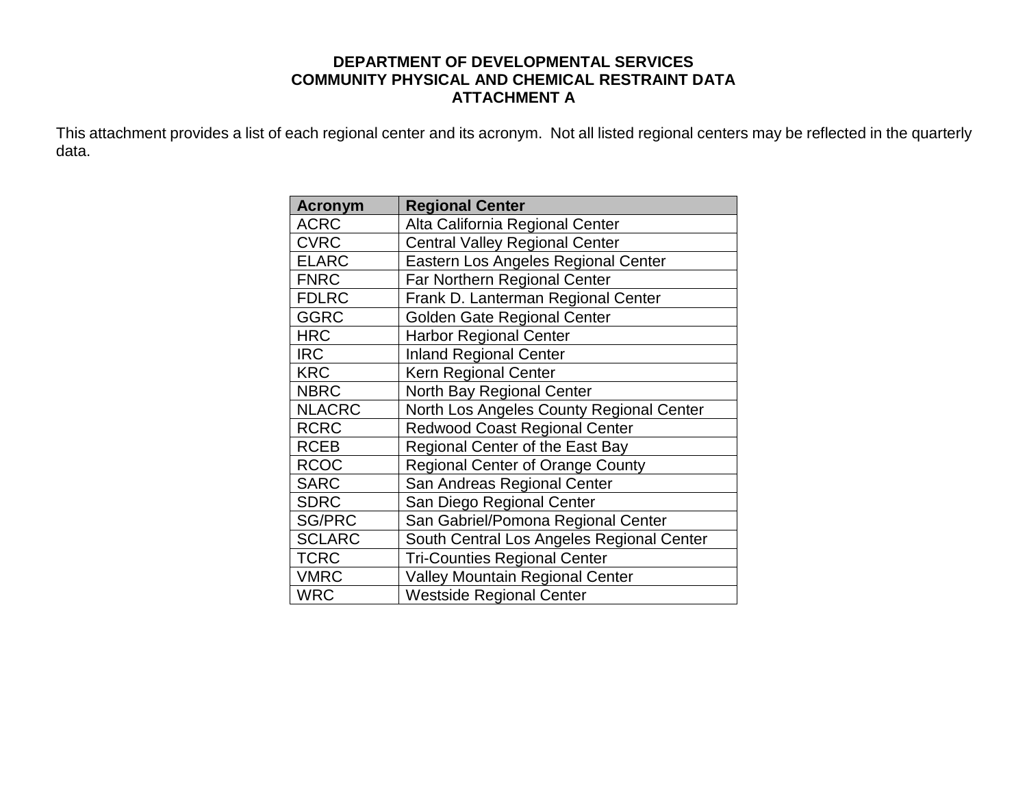**DEPARTMENT OF DEVELOPMENTAL SERVICES**
**COMMUNITY PHYSICAL AND CHEMICAL RESTRAINT DATA**
**ATTACHMENT A**

This attachment provides a list of each regional center and its acronym. Not all listed regional centers may be reflected in the quarterly data.

| Acronym | Regional Center |
|---|---|
| ACRC | Alta California Regional Center |
| CVRC | Central Valley Regional Center |
| ELARC | Eastern Los Angeles Regional Center |
| FNRC | Far Northern Regional Center |
| FDLRC | Frank D. Lanterman Regional Center |
| GGRC | Golden Gate Regional Center |
| HRC | Harbor Regional Center |
| IRC | Inland Regional Center |
| KRC | Kern Regional Center |
| NBRC | North Bay Regional Center |
| NLACRC | North Los Angeles County Regional Center |
| RCRC | Redwood Coast Regional Center |
| RCEB | Regional Center of the East Bay |
| RCOC | Regional Center of Orange County |
| SARC | San Andreas Regional Center |
| SDRC | San Diego Regional Center |
| SG/PRC | San Gabriel/Pomona Regional Center |
| SCLARC | South Central Los Angeles Regional Center |
| TCRC | Tri-Counties Regional Center |
| VMRC | Valley Mountain Regional Center |
| WRC | Westside Regional Center |